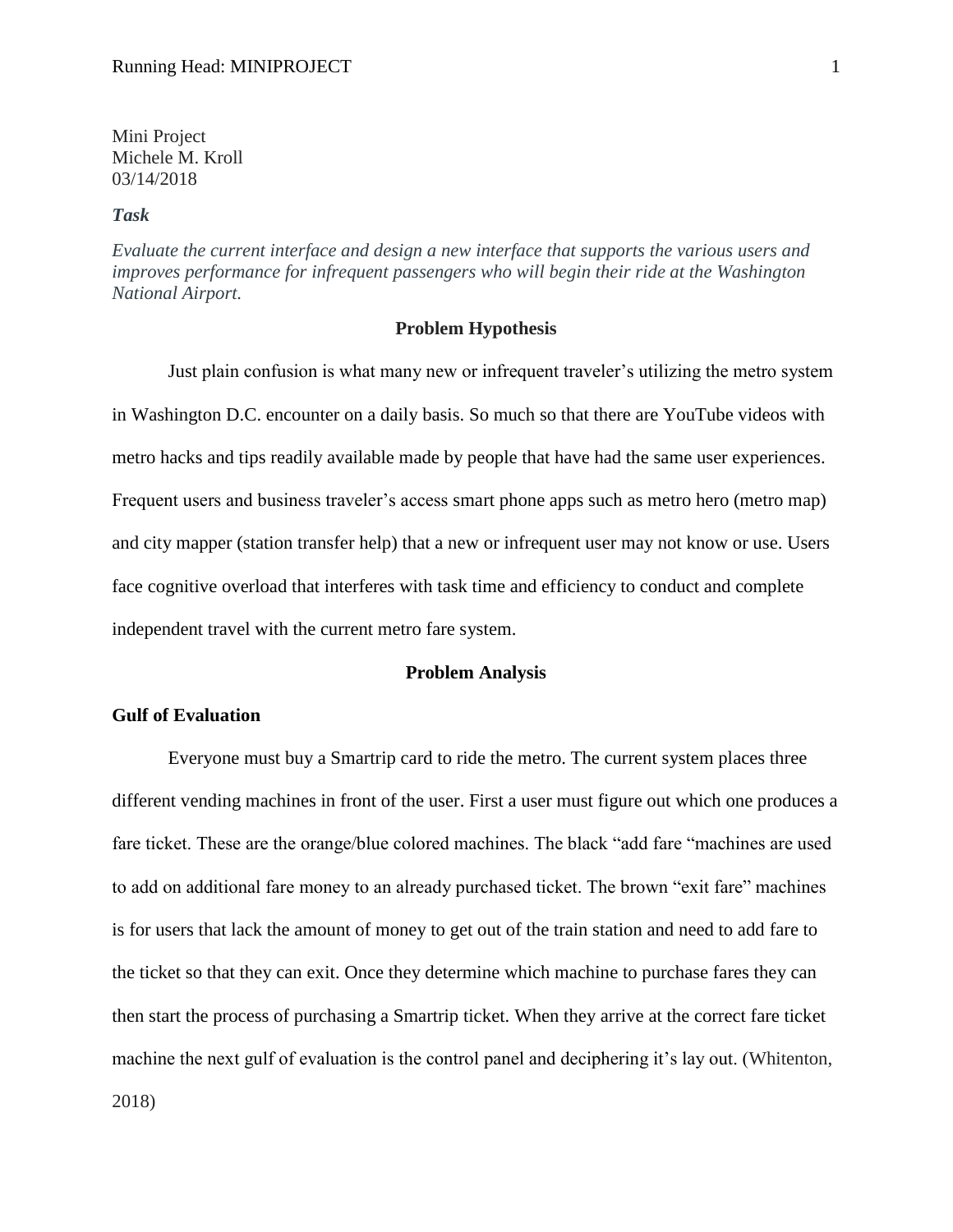Mini Project
Michele M. Kroll
03/14/2018

***Task***

*Evaluate the current interface and design a new interface that supports the various users and improves performance for infrequent passengers who will begin their ride at the Washington National Airport.*

## Problem Hypothesis

Just plain confusion is what many new or infrequent traveler's utilizing the metro system in Washington D.C. encounter on a daily basis. So much so that there are YouTube videos with metro hacks and tips readily available made by people that have had the same user experiences. Frequent users and business traveler's access smart phone apps such as metro hero (metro map) and city mapper (station transfer help) that a new or infrequent user may not know or use. Users face cognitive overload that interferes with task time and efficiency to conduct and complete independent travel with the current metro fare system.

## Problem Analysis

### Gulf of Evaluation

Everyone must buy a Smartrip card to ride the metro. The current system places three different vending machines in front of the user. First a user must figure out which one produces a fare ticket. These are the orange/blue colored machines. The black "add fare "machines are used to add on additional fare money to an already purchased ticket. The brown "exit fare" machines is for users that lack the amount of money to get out of the train station and need to add fare to the ticket so that they can exit. Once they determine which machine to purchase fares they can then start the process of purchasing a Smartrip ticket. When they arrive at the correct fare ticket machine the next gulf of evaluation is the control panel and deciphering it's lay out. (Whitenton, 2018)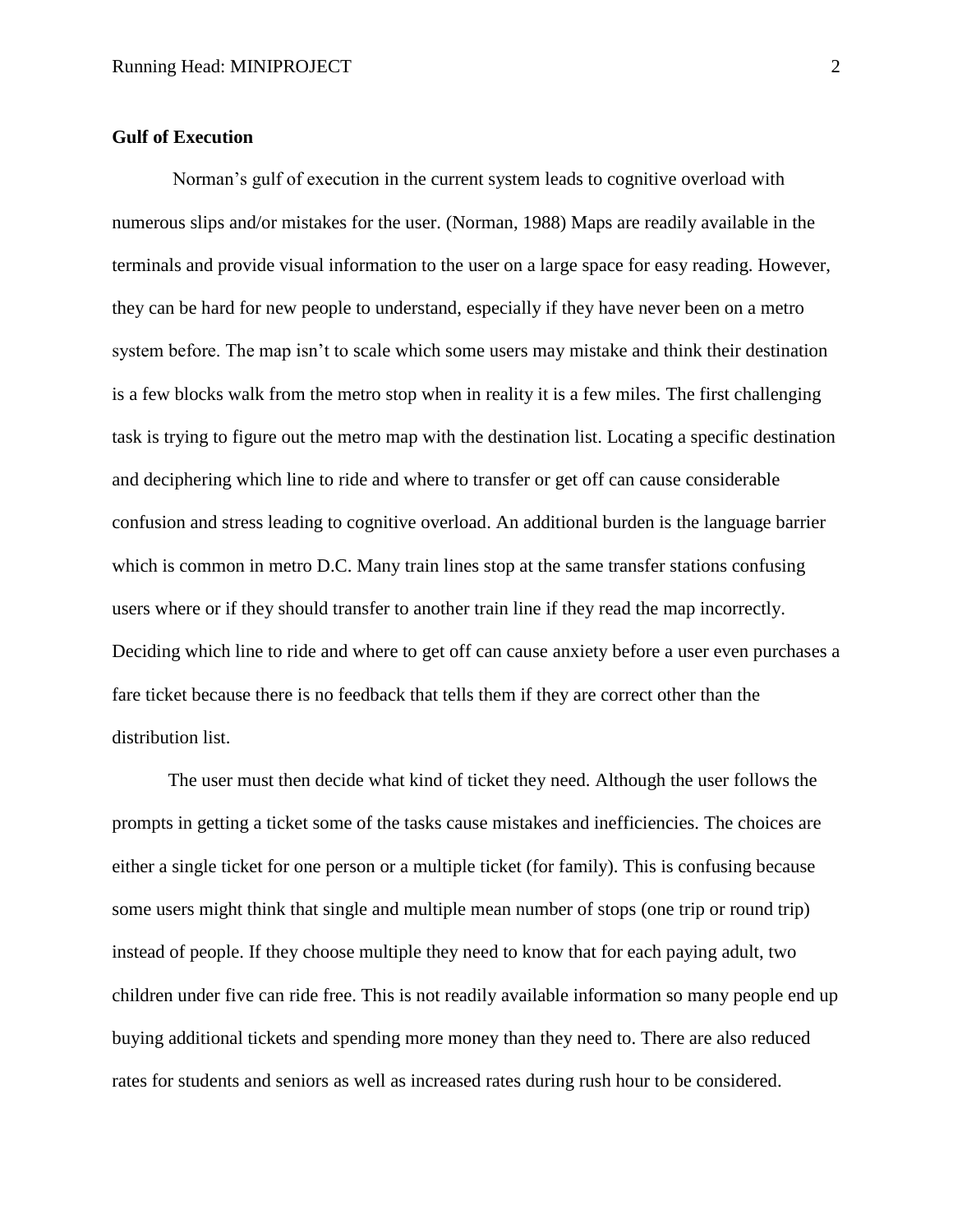**Gulf of Execution**

Norman's gulf of execution in the current system leads to cognitive overload with numerous slips and/or mistakes for the user. (Norman, 1988) Maps are readily available in the terminals and provide visual information to the user on a large space for easy reading. However, they can be hard for new people to understand, especially if they have never been on a metro system before. The map isn't to scale which some users may mistake and think their destination is a few blocks walk from the metro stop when in reality it is a few miles. The first challenging task is trying to figure out the metro map with the destination list. Locating a specific destination and deciphering which line to ride and where to transfer or get off can cause considerable confusion and stress leading to cognitive overload. An additional burden is the language barrier which is common in metro D.C. Many train lines stop at the same transfer stations confusing users where or if they should transfer to another train line if they read the map incorrectly. Deciding which line to ride and where to get off can cause anxiety before a user even purchases a fare ticket because there is no feedback that tells them if they are correct other than the distribution list.

The user must then decide what kind of ticket they need. Although the user follows the prompts in getting a ticket some of the tasks cause mistakes and inefficiencies. The choices are either a single ticket for one person or a multiple ticket (for family). This is confusing because some users might think that single and multiple mean number of stops (one trip or round trip) instead of people. If they choose multiple they need to know that for each paying adult, two children under five can ride free. This is not readily available information so many people end up buying additional tickets and spending more money than they need to. There are also reduced rates for students and seniors as well as increased rates during rush hour to be considered.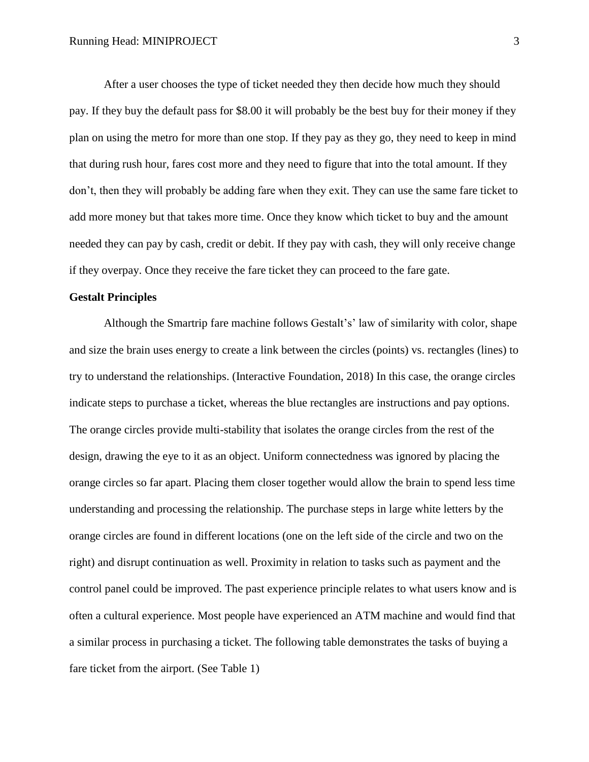After a user chooses the type of ticket needed they then decide how much they should pay. If they buy the default pass for $8.00 it will probably be the best buy for their money if they plan on using the metro for more than one stop. If they pay as they go, they need to keep in mind that during rush hour, fares cost more and they need to figure that into the total amount. If they don't, then they will probably be adding fare when they exit. They can use the same fare ticket to add more money but that takes more time. Once they know which ticket to buy and the amount needed they can pay by cash, credit or debit. If they pay with cash, they will only receive change if they overpay. Once they receive the fare ticket they can proceed to the fare gate.

**Gestalt Principles**

Although the Smartrip fare machine follows Gestalt's' law of similarity with color, shape and size the brain uses energy to create a link between the circles (points) vs. rectangles (lines) to try to understand the relationships. (Interactive Foundation, 2018) In this case, the orange circles indicate steps to purchase a ticket, whereas the blue rectangles are instructions and pay options. The orange circles provide multi-stability that isolates the orange circles from the rest of the design, drawing the eye to it as an object. Uniform connectedness was ignored by placing the orange circles so far apart. Placing them closer together would allow the brain to spend less time understanding and processing the relationship. The purchase steps in large white letters by the orange circles are found in different locations (one on the left side of the circle and two on the right) and disrupt continuation as well. Proximity in relation to tasks such as payment and the control panel could be improved. The past experience principle relates to what users know and is often a cultural experience. Most people have experienced an ATM machine and would find that a similar process in purchasing a ticket. The following table demonstrates the tasks of buying a fare ticket from the airport. (See Table 1)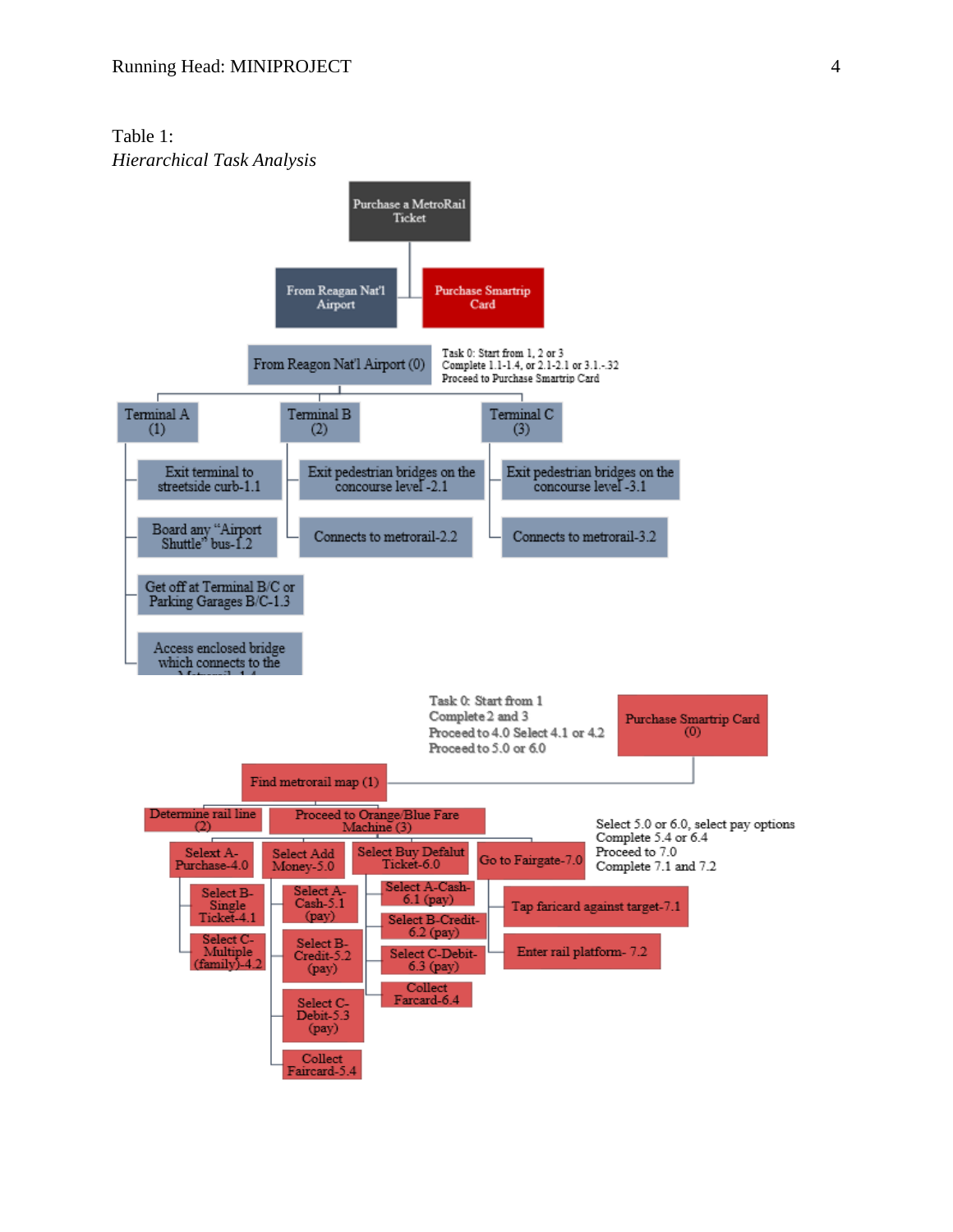Table 1:

*Hierarchical Task Analysis*

Purchase a MetroRail Ticket

- From Reagan Nat'l Airport
- Purchase Smartrip Card

From Reagon Nat'l Airport (0)

Task 0: Start from 1, 2 or 3
Complete 1.1-1.4, or 2.1-2.1 or 3.1.-32
Proceed to Purchase Smartrip Card

- Terminal A (1)
  - Exit terminal to streetside curb-1.1
  - Board any "Airport Shuttle" bus-1.2
  - Get off at Terminal B/C or Parking Garages B/C-1.3
  - Access enclosed bridge which connects to the Metrorail-1.4
- Terminal B (2)
  - Exit pedestrian bridges on the concourse level -2.1
  - Connects to metrorail-2.2
- Terminal C (3)
  - Exit pedestrian bridges on the concourse level -3.1
  - Connects to metrorail-3.2

Task 0: Start from 1
Complete 2 and 3
Proceed to 4.0 Select 4.1 or 4.2
Proceed to 5.0 or 6.0

Purchase Smartrip Card (0)

- Find metrorail map (1)
- Determine rail line (2)
- Proceed to Orange/Blue Fare Machine (3)
  - Select A-Purchase-4.0
    - Select B-Single Ticket-4.1
    - Select C-Multiple (family)-4.2
  - Select Add Money-5.0
    - Select A-Cash-5.1 (pay)
    - Select B-Credit-5.2 (pay)
    - Select C-Debit-5.3 (pay)
    - Collect Faircard-5.4
  - Select Buy Defalut Ticket-6.0
    - Select A-Cash-6.1 (pay)
    - Select B-Credit-6.2 (pay)
    - Select C-Debit-6.3 (pay)
    - Collect Farcard-6.4
  - Go to Fairgate-7.0
    - Tap faricard against target-7.1
    - Enter rail platform- 7.2

Select 5.0 or 6.0, select pay options
Complete 5.4 or 6.4
Proceed to 7.0
Complete 7.1 and 7.2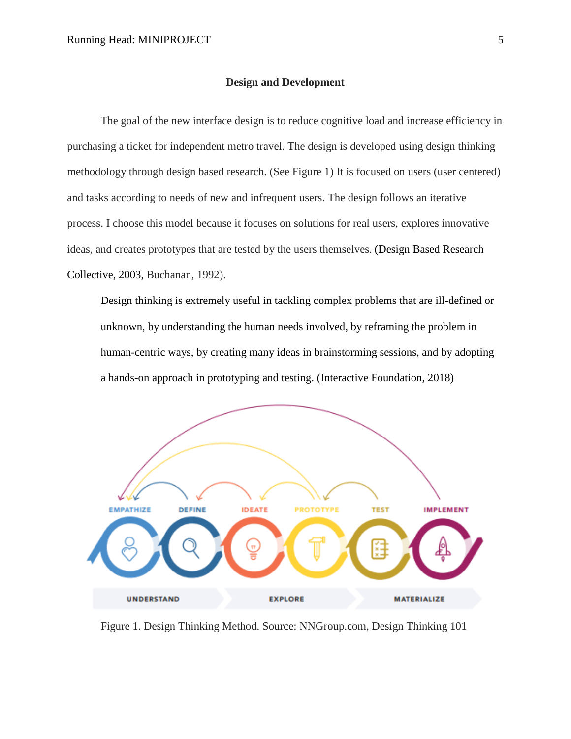## Design and Development

The goal of the new interface design is to reduce cognitive load and increase efficiency in purchasing a ticket for independent metro travel. The design is developed using design thinking methodology through design based research. (See Figure 1) It is focused on users (user centered) and tasks according to needs of new and infrequent users. The design follows an iterative process. I choose this model because it focuses on solutions for real users, explores innovative ideas, and creates prototypes that are tested by the users themselves. (Design Based Research Collective, 2003, Buchanan, 1992).

> Design thinking is extremely useful in tackling complex problems that are ill-defined or unknown, by understanding the human needs involved, by reframing the problem in human-centric ways, by creating many ideas in brainstorming sessions, and by adopting a hands-on approach in prototyping and testing. (Interactive Foundation, 2018)

Figure 1. Design Thinking Method. Source: NNGroup.com, Design Thinking 101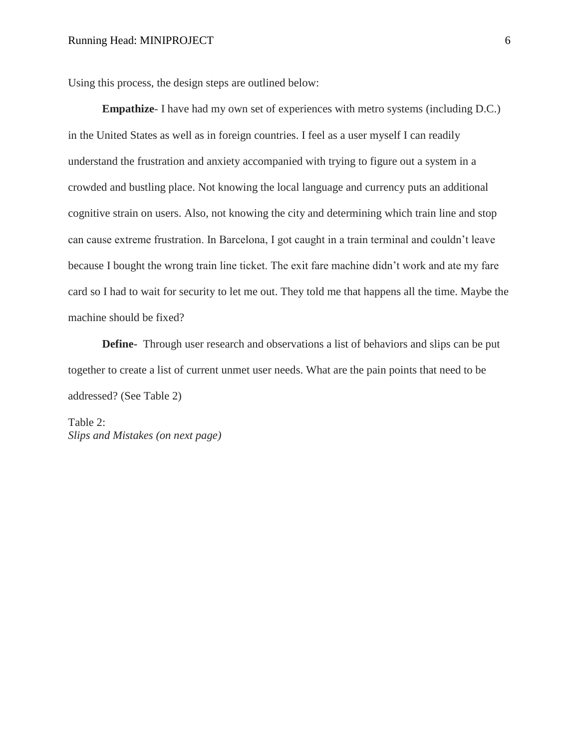Using this process, the design steps are outlined below:

**Empathize**- I have had my own set of experiences with metro systems (including D.C.) in the United States as well as in foreign countries. I feel as a user myself I can readily understand the frustration and anxiety accompanied with trying to figure out a system in a crowded and bustling place. Not knowing the local language and currency puts an additional cognitive strain on users. Also, not knowing the city and determining which train line and stop can cause extreme frustration. In Barcelona, I got caught in a train terminal and couldn't leave because I bought the wrong train line ticket. The exit fare machine didn't work and ate my fare card so I had to wait for security to let me out. They told me that happens all the time. Maybe the machine should be fixed?

**Define-** Through user research and observations a list of behaviors and slips can be put together to create a list of current unmet user needs. What are the pain points that need to be addressed? (See Table 2)

Table 2:
*Slips and Mistakes (on next page)*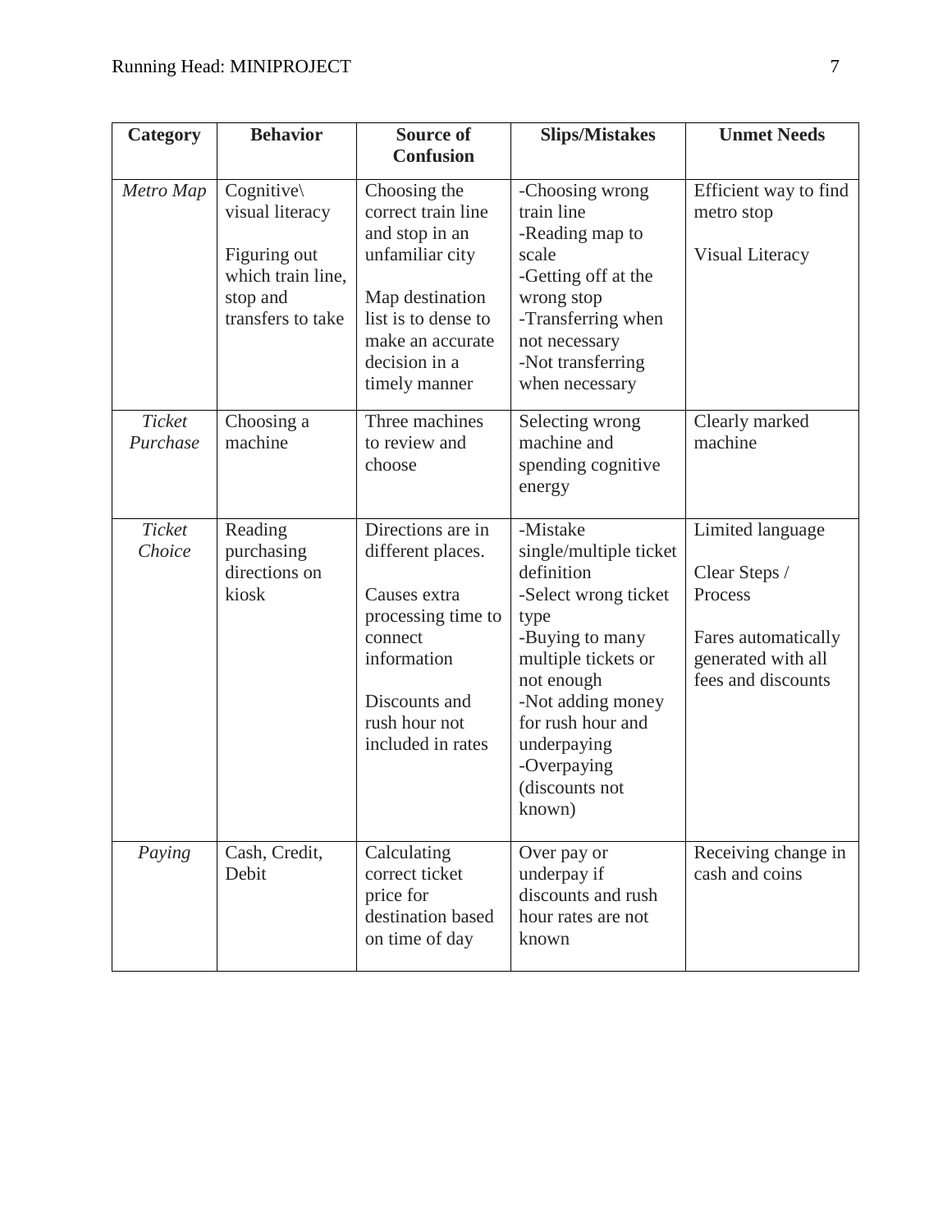| Category | Behavior | Source of Confusion | Slips/Mistakes | Unmet Needs |
|---|---|---|---|---|
| *Metro Map* | Cognitive\ visual literacy<br><br>Figuring out which train line, stop and transfers to take | Choosing the correct train line and stop in an unfamiliar city<br><br>Map destination list is to dense to make an accurate decision in a timely manner | -Choosing wrong train line<br>-Reading map to scale<br>-Getting off at the wrong stop<br>-Transferring when not necessary<br>-Not transferring when necessary | Efficient way to find metro stop<br><br>Visual Literacy |
| *Ticket Purchase* | Choosing a machine | Three machines to review and choose | Selecting wrong machine and spending cognitive energy | Clearly marked machine |
| *Ticket Choice* | Reading purchasing directions on kiosk | Directions are in different places.<br><br>Causes extra processing time to connect information<br><br>Discounts and rush hour not included in rates | -Mistake single/multiple ticket definition<br>-Select wrong ticket type<br>-Buying to many multiple tickets or not enough<br>-Not adding money for rush hour and underpaying<br>-Overpaying (discounts not known) | Limited language<br><br>Clear Steps / Process<br><br>Fares automatically generated with all fees and discounts |
| *Paying* | Cash, Credit, Debit | Calculating correct ticket price for destination based on time of day | Over pay or underpay if discounts and rush hour rates are not known | Receiving change in cash and coins |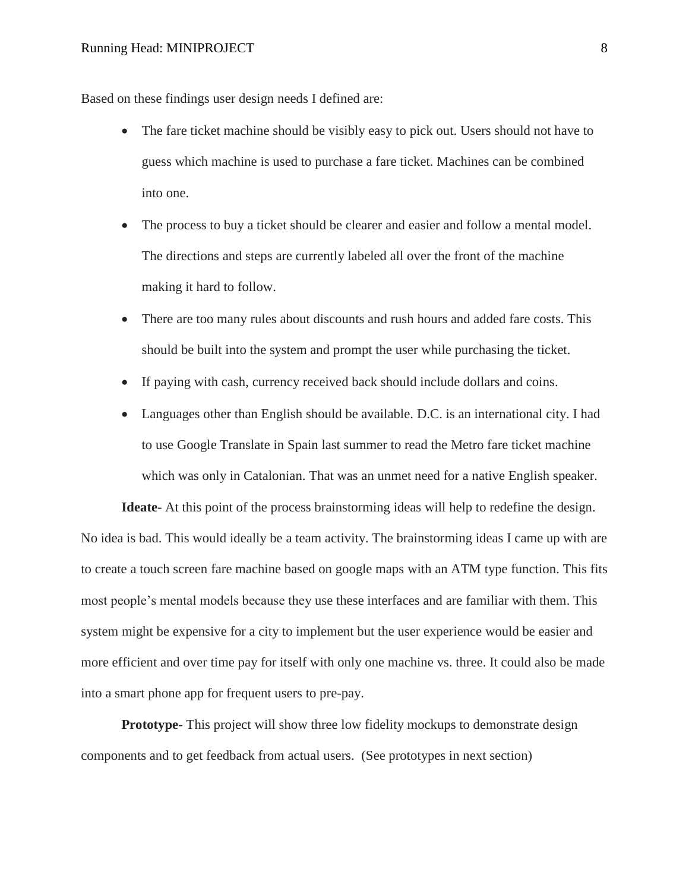Based on these findings user design needs I defined are:

- The fare ticket machine should be visibly easy to pick out. Users should not have to guess which machine is used to purchase a fare ticket. Machines can be combined into one.
- The process to buy a ticket should be clearer and easier and follow a mental model. The directions and steps are currently labeled all over the front of the machine making it hard to follow.
- There are too many rules about discounts and rush hours and added fare costs. This should be built into the system and prompt the user while purchasing the ticket.
- If paying with cash, currency received back should include dollars and coins.
- Languages other than English should be available. D.C. is an international city. I had to use Google Translate in Spain last summer to read the Metro fare ticket machine which was only in Catalonian. That was an unmet need for a native English speaker.

**Ideate**- At this point of the process brainstorming ideas will help to redefine the design. No idea is bad. This would ideally be a team activity. The brainstorming ideas I came up with are to create a touch screen fare machine based on google maps with an ATM type function. This fits most people's mental models because they use these interfaces and are familiar with them. This system might be expensive for a city to implement but the user experience would be easier and more efficient and over time pay for itself with only one machine vs. three. It could also be made into a smart phone app for frequent users to pre-pay.

**Prototype**- This project will show three low fidelity mockups to demonstrate design components and to get feedback from actual users. (See prototypes in next section)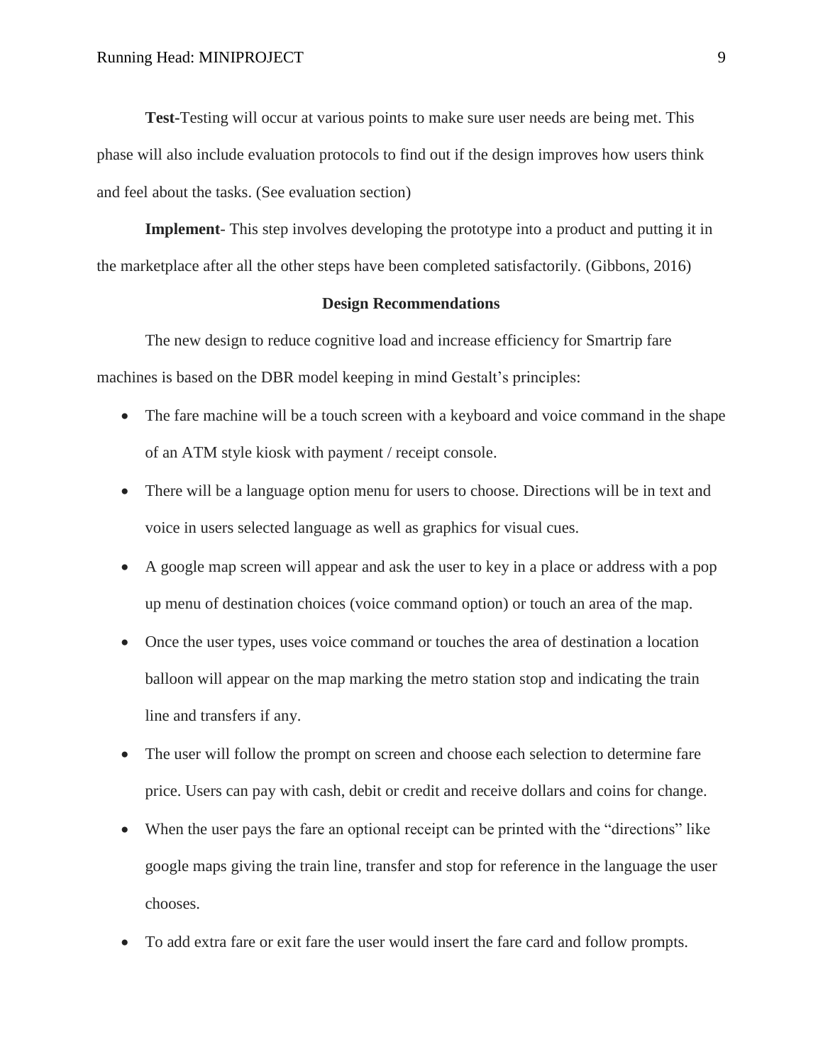**Test**-Testing will occur at various points to make sure user needs are being met. This phase will also include evaluation protocols to find out if the design improves how users think and feel about the tasks. (See evaluation section)

**Implement**- This step involves developing the prototype into a product and putting it in the marketplace after all the other steps have been completed satisfactorily. (Gibbons, 2016)

## Design Recommendations

The new design to reduce cognitive load and increase efficiency for Smartrip fare machines is based on the DBR model keeping in mind Gestalt's principles:

- The fare machine will be a touch screen with a keyboard and voice command in the shape of an ATM style kiosk with payment / receipt console.
- There will be a language option menu for users to choose. Directions will be in text and voice in users selected language as well as graphics for visual cues.
- A google map screen will appear and ask the user to key in a place or address with a pop up menu of destination choices (voice command option) or touch an area of the map.
- Once the user types, uses voice command or touches the area of destination a location balloon will appear on the map marking the metro station stop and indicating the train line and transfers if any.
- The user will follow the prompt on screen and choose each selection to determine fare price. Users can pay with cash, debit or credit and receive dollars and coins for change.
- When the user pays the fare an optional receipt can be printed with the "directions" like google maps giving the train line, transfer and stop for reference in the language the user chooses.
- To add extra fare or exit fare the user would insert the fare card and follow prompts.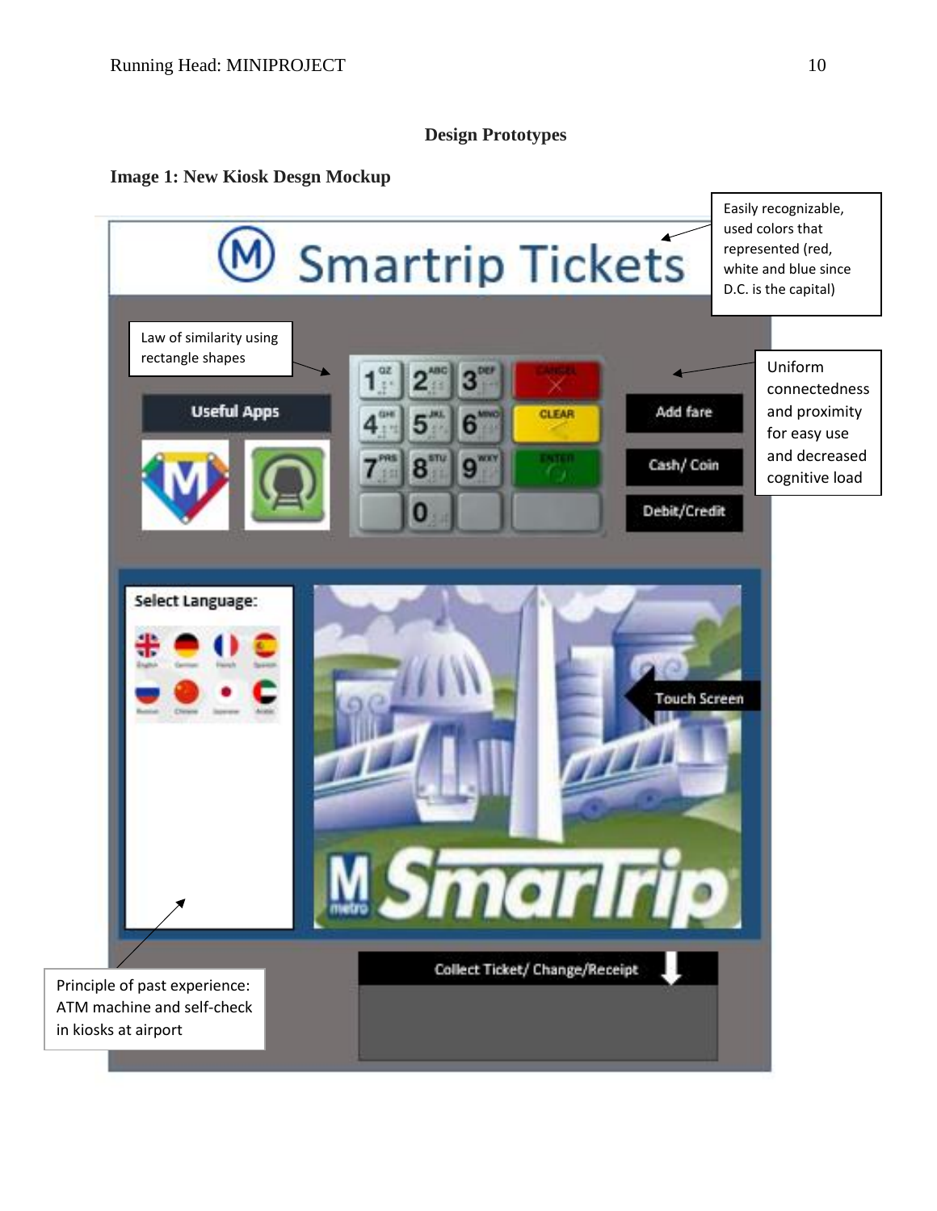**Design Prototypes**

**Image 1: New Kiosk Desgn Mockup**

Easily recognizable, used colors that represented (red, white and blue since D.C. is the capital)

Law of similarity using rectangle shapes

Uniform connectedness and proximity for easy use and decreased cognitive load

Principle of past experience: ATM machine and self-check in kiosks at airport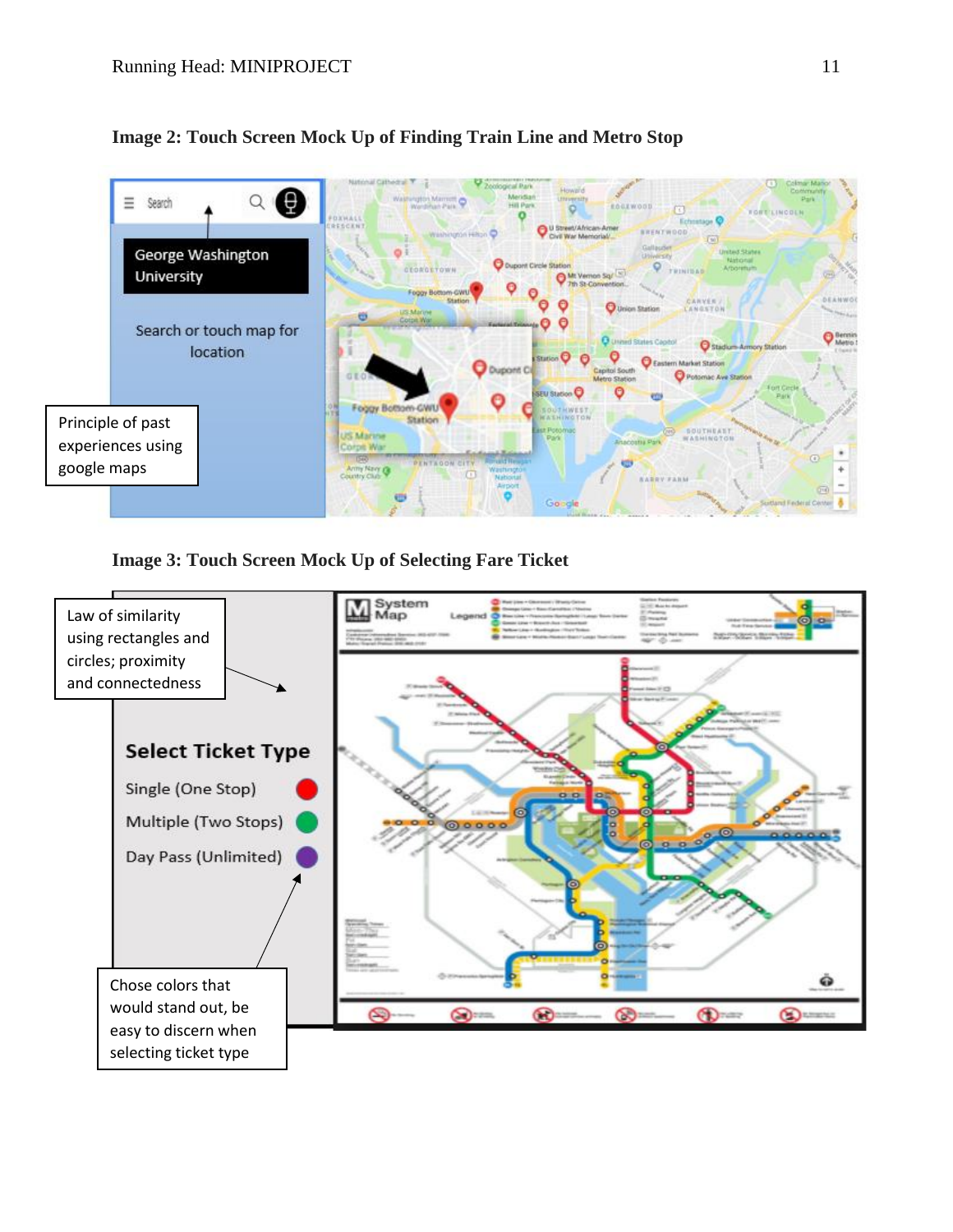**Image 2: Touch Screen Mock Up of Finding Train Line and Metro Stop**

Search

George Washington University

Search or touch map for location

Principle of past experiences using google maps

**Image 3: Touch Screen Mock Up of Selecting Fare Ticket**

Law of similarity using rectangles and circles; proximity and connectedness

**Select Ticket Type**

Single (One Stop)

Multiple (Two Stops)

Day Pass (Unlimited)

Chose colors that would stand out, be easy to discern when selecting ticket type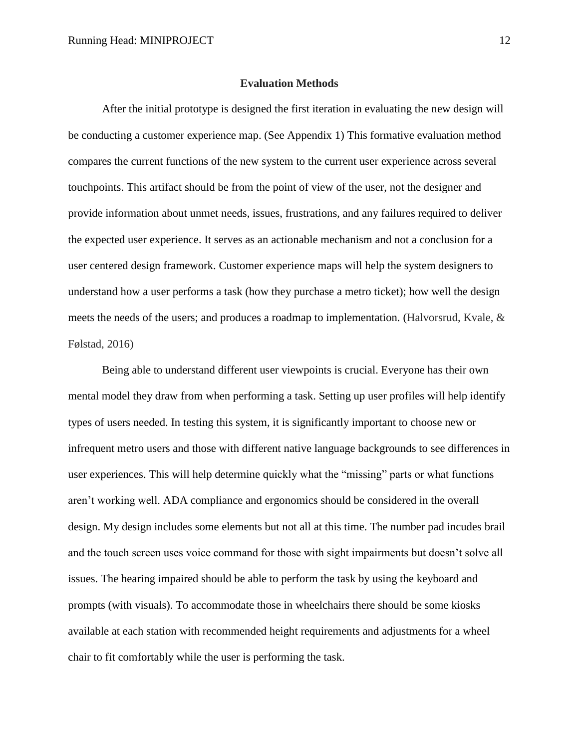## Evaluation Methods

After the initial prototype is designed the first iteration in evaluating the new design will be conducting a customer experience map. (See Appendix 1) This formative evaluation method compares the current functions of the new system to the current user experience across several touchpoints. This artifact should be from the point of view of the user, not the designer and provide information about unmet needs, issues, frustrations, and any failures required to deliver the expected user experience. It serves as an actionable mechanism and not a conclusion for a user centered design framework. Customer experience maps will help the system designers to understand how a user performs a task (how they purchase a metro ticket); how well the design meets the needs of the users; and produces a roadmap to implementation. (Halvorsrud, Kvale, & Følstad, 2016)

Being able to understand different user viewpoints is crucial. Everyone has their own mental model they draw from when performing a task. Setting up user profiles will help identify types of users needed. In testing this system, it is significantly important to choose new or infrequent metro users and those with different native language backgrounds to see differences in user experiences. This will help determine quickly what the "missing" parts or what functions aren't working well. ADA compliance and ergonomics should be considered in the overall design. My design includes some elements but not all at this time. The number pad incudes brail and the touch screen uses voice command for those with sight impairments but doesn't solve all issues. The hearing impaired should be able to perform the task by using the keyboard and prompts (with visuals). To accommodate those in wheelchairs there should be some kiosks available at each station with recommended height requirements and adjustments for a wheel chair to fit comfortably while the user is performing the task.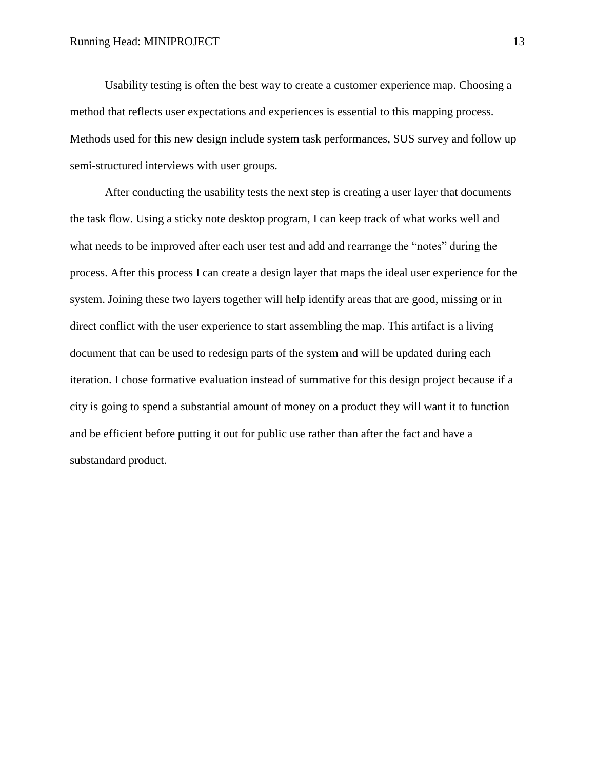Usability testing is often the best way to create a customer experience map. Choosing a method that reflects user expectations and experiences is essential to this mapping process. Methods used for this new design include system task performances, SUS survey and follow up semi-structured interviews with user groups.

After conducting the usability tests the next step is creating a user layer that documents the task flow. Using a sticky note desktop program, I can keep track of what works well and what needs to be improved after each user test and add and rearrange the "notes" during the process. After this process I can create a design layer that maps the ideal user experience for the system. Joining these two layers together will help identify areas that are good, missing or in direct conflict with the user experience to start assembling the map. This artifact is a living document that can be used to redesign parts of the system and will be updated during each iteration. I chose formative evaluation instead of summative for this design project because if a city is going to spend a substantial amount of money on a product they will want it to function and be efficient before putting it out for public use rather than after the fact and have a substandard product.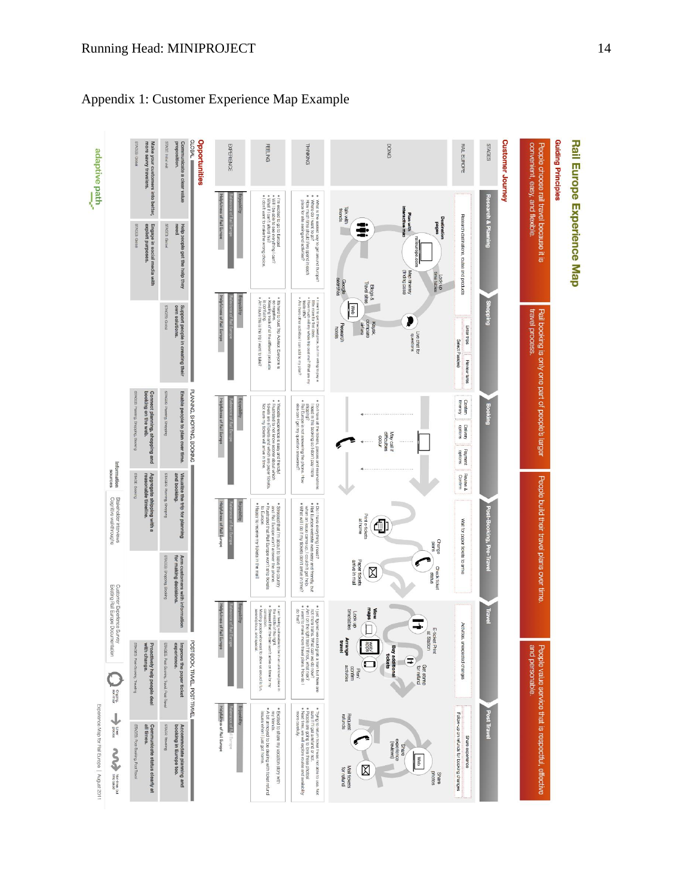# Appendix 1: Customer Experience Map Example

## Rail Europe Experience Map

### Guiding Principles

- People choose rail travel because it is convenient, easy, and flexible.
- Rail booking is only one part of people's larger travel process.
- People build their travel plans over time.
- People value service that is respectful, effective and personable.

### Customer Journey

| STAGES | Research & Planning | Shopping | Booking | Post-Booking, Pre-Travel | Travel | Post Travel |
|---|---|---|---|---|---|---|
| RAIL EUROPE | Research destinations, routes and products | Enter trips; Select Passes; Review fares | Confirm itinerary; Delivery options; Payment options; Review & Commit | Wait for paper tickets to arrive | Activities, unexpected changes | Follow-up on refunds for booking changes; Share experience |

Rows: DOING, THINKING, FEELING, EXPERIENCE (Enjoyability; Relevance of Rail Europe; Helpfulness of Rail Europe)

### Opportunities

**GLOBAL**

- Communicate a clear value proposition. (STAGES: Initial)
- Help people get the help they need. (STAGES: Global)
- Support people in creating their own solutions. (STAGES: Global)
- Make your customers into better, more savvy travelers. (STAGES: Global)
- Engage in social media with explicit purposes. (STAGES: Global)

**PLANNING, SHOPPING, BOOKING**

- Enable people to plan over time. (STAGES: Planning, Shopping)
- Visualize the trip for planning and booking. (STAGES: Planning, Shopping)
- Arm customers with information for making decisions. (STAGES: Shopping, Booking)
- Connect planning, shopping and booking on the web. (STAGES: Planning, Shopping, Booking)
- Aggregate shipping with a reasonable timeline. (STAGE: Booking)

**POSTBOOK, TRAVEL, POST-TRAVEL**

- Improve the paper ticket experience. (STAGES: Post Booking, Travel, Post-Travel)
- Accommodate planning and booking in Europe too. (STAGE: Traveling)
- Proactively help people deal with change. (STAGES: Post-Booking, Traveling)
- Communicate status clearly at all times. (STAGES: Post Booking, Post Travel)

Information sources: Stakeholder interviews; Cognitive walkthrough; Customer Experience Survey; Existing Rail Europe Documentation

Ongoing, non-linear · Linear process · Non-linear, but linked

adaptive path

Experience Map for Rail Europe | August 2011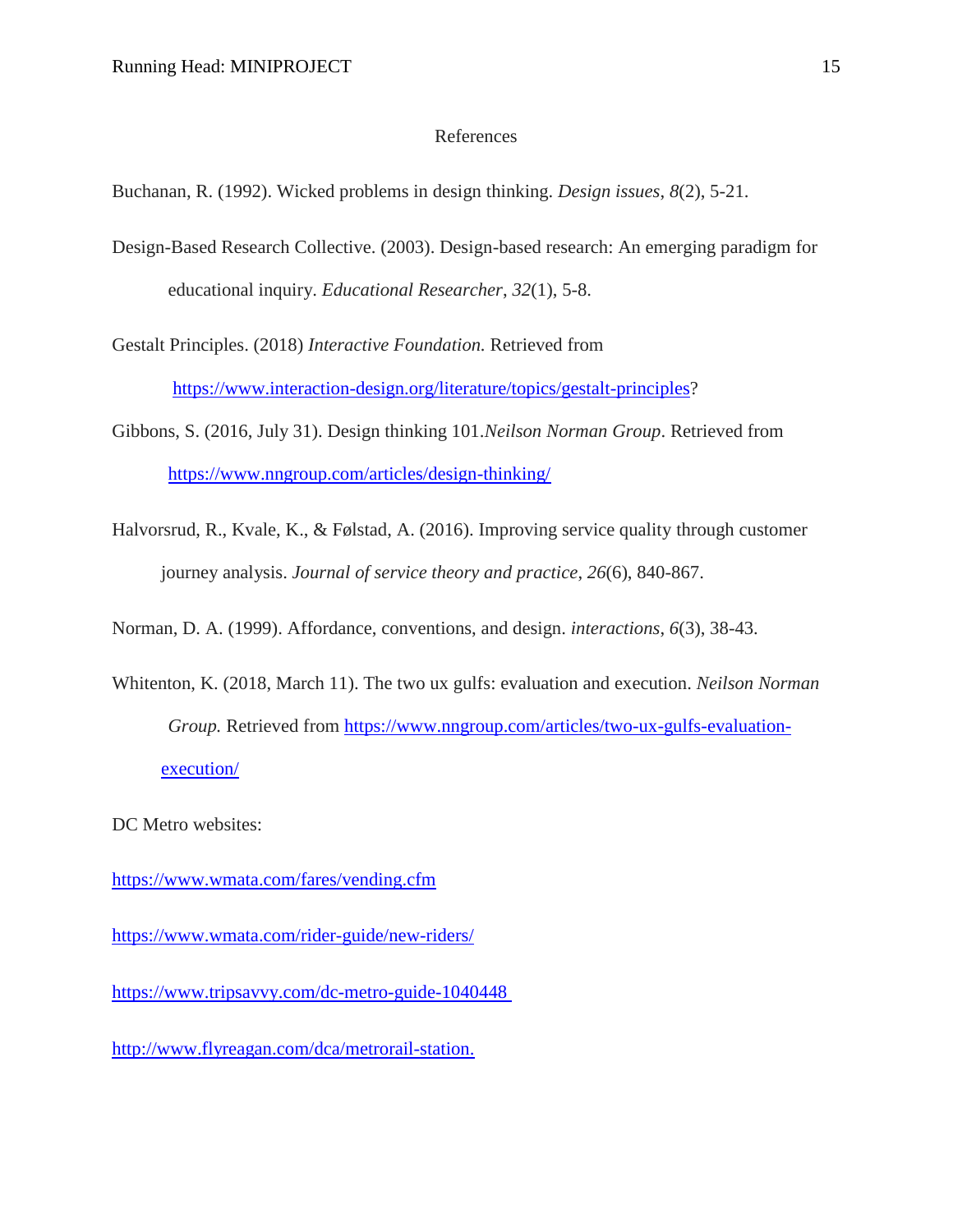# References

Buchanan, R. (1992). Wicked problems in design thinking. *Design issues*, *8*(2), 5-21.

Design-Based Research Collective. (2003). Design-based research: An emerging paradigm for educational inquiry. *Educational Researcher*, *32*(1), 5-8.

Gestalt Principles. (2018) *Interactive Foundation.* Retrieved from https://www.interaction-design.org/literature/topics/gestalt-principles?

Gibbons, S. (2016, July 31). Design thinking 101.*Neilson Norman Group*. Retrieved from https://www.nngroup.com/articles/design-thinking/

Halvorsrud, R., Kvale, K., & Følstad, A. (2016). Improving service quality through customer journey analysis. *Journal of service theory and practice*, *26*(6), 840-867.

Norman, D. A. (1999). Affordance, conventions, and design. *interactions*, *6*(3), 38-43.

Whitenton, K. (2018, March 11). The two ux gulfs: evaluation and execution. *Neilson Norman Group.* Retrieved from https://www.nngroup.com/articles/two-ux-gulfs-evaluation-execution/

DC Metro websites:

https://www.wmata.com/fares/vending.cfm

https://www.wmata.com/rider-guide/new-riders/

https://www.tripsavvy.com/dc-metro-guide-1040448

http://www.flyreagan.com/dca/metrorail-station.